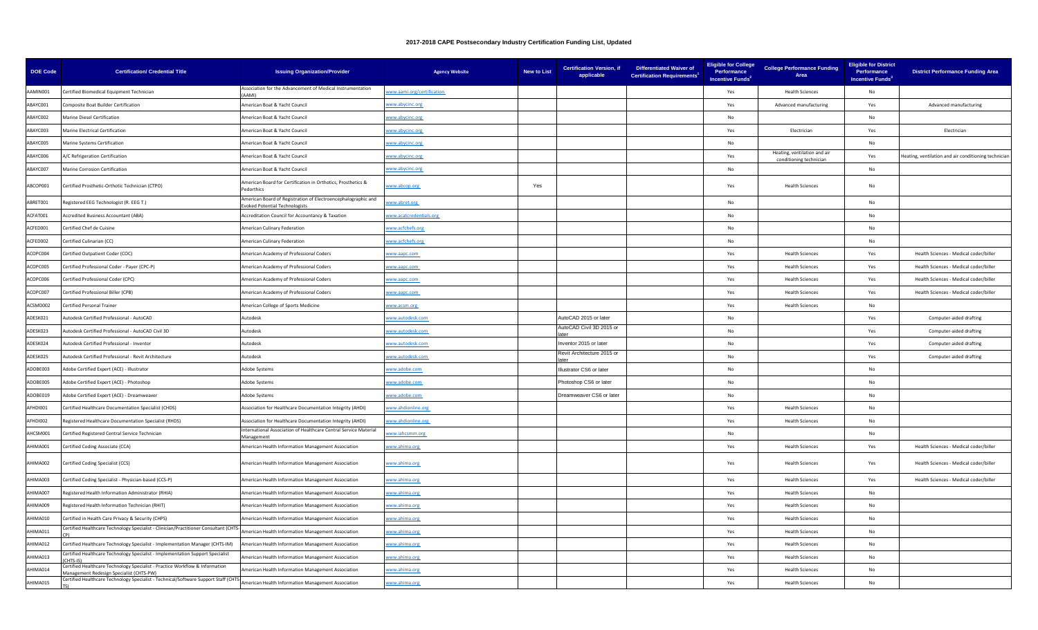# 2017-2018 CAPE Postsecondary Industry Certification Funding List, Updated

| DOE Code | Certification/ Credential Title | Issuing Organization/Provider | Agency Website | New to List | Certification Version, if applicable | Differentiated Waiver of Certification Requirements[1] | Eligible for College Performance Incentive Funds[2] | College Performance Funding Area | Eligible for District Performance Incentive Funds[3] | District Performance Funding Area |
|---|---|---|---|---|---|---|---|---|---|---|
| AAMIN001 | Certified Biomedical Equipment Technician | Association for the Advancement of Medical Instrumentation (AAMI) | www.aami.org/certification | | | | Yes | Health Sciences | No | |
| ABAYC001 | Composite Boat Builder Certification | American Boat & Yacht Council | www.abycinc.org | | | | Yes | Advanced manufacturing | Yes | Advanced manufacturing |
| ABAYC002 | Marine Diesel Certification | American Boat & Yacht Council | www.abycinc.org | | | | No | | No | |
| ABAYC003 | Marine Electrical Certification | American Boat & Yacht Council | www.abycinc.org | | | | Yes | Electrician | Yes | Electrician |
| ABAYC005 | Marine Systems Certification | American Boat & Yacht Council | www.abycinc.org | | | | No | | No | |
| ABAYC006 | A/C Refrigeration Certification | American Boat & Yacht Council | www.abycinc.org | | | | Yes | Heating, ventilation and air conditioning technician | Yes | Heating, ventilation and air conditioning technician |
| ABAYC007 | Marine Corrosion Certification | American Boat & Yacht Council | www.abycinc.org | | | | No | | No | |
| ABCOP001 | Certified Prosthetic-Orthotic Technician (CTPO) | American Board for Certification in Orthotics, Prosthetics & Pedorthics | www.abcop.org | Yes | | | Yes | Health Sciences | No | |
| ABRET001 | Registered EEG Technologist (R. EEG T.) | American Board of Registration of Electroencephalographic and Evoked Potential Technologists | www.abret.org | | | | No | | No | |
| ACFAT001 | Accredited Business Accountant (ABA) | Accreditation Council for Accountancy & Taxation | www.acatcredentials.org | | | | No | | No | |
| ACFED001 | Certified Chef de Cuisine | American Culinary Federation | www.acfchefs.org | | | | No | | No | |
| ACFED002 | Certified Culinarian (CC) | American Culinary Federation | www.acfchefs.org | | | | No | | No | |
| ACOPC004 | Certified Outpatient Coder (COC) | American Academy of Professional Coders | www.aapc.com | | | | Yes | Health Sciences | Yes | Health Sciences - Medical coder/biller |
| ACOPC005 | Certified Professional Coder - Payer (CPC-P) | American Academy of Professional Coders | www.aapc.com | | | | Yes | Health Sciences | Yes | Health Sciences - Medical coder/biller |
| ACOPC006 | Certified Professional Coder (CPC) | American Academy of Professional Coders | www.aapc.com | | | | Yes | Health Sciences | Yes | Health Sciences - Medical coder/biller |
| ACOPC007 | Certified Professional Biller (CPB) | American Academy of Professional Coders | www.aapc.com | | | | Yes | Health Sciences | Yes | Health Sciences - Medical coder/biller |
| ACSMD002 | Certified Personal Trainer | American College of Sports Medicine | www.acsm.org | | | | Yes | Health Sciences | No | |
| ADESK021 | Autodesk Certified Professional - AutoCAD | Autodesk | www.autodesk.com | | AutoCAD 2015 or later | | No | | Yes | Computer-aided drafting |
| ADESK023 | Autodesk Certified Professional - AutoCAD Civil 3D | Autodesk | www.autodesk.com | | AutoCAD Civil 3D 2015 or later | | No | | Yes | Computer-aided drafting |
| ADESK024 | Autodesk Certified Professional - Inventor | Autodesk | www.autodesk.com | | Inventor 2015 or later | | No | | Yes | Computer-aided drafting |
| ADESK025 | Autodesk Certified Professional - Revit Architecture | Autodesk | www.autodesk.com | | Revit Architecture 2015 or later | | No | | Yes | Computer-aided drafting |
| ADOBE003 | Adobe Certified Expert (ACE) - Illustrator | Adobe Systems | www.adobe.com | | Illustrator CS6 or later | | No | | No | |
| ADOBE005 | Adobe Certified Expert (ACE) - Photoshop | Adobe Systems | www.adobe.com | | Photoshop CS6 or later | | No | | No | |
| ADOBE019 | Adobe Certified Expert (ACE) - Dreamweaver | Adobe Systems | www.adobe.com | | Dreamweaver CS6 or later | | No | | No | |
| AFHDI001 | Certified Healthcare Documentation Specialist (CHDS) | Association for Healthcare Documentation Integrity (AHDI) | www.ahdionline.org | | | | Yes | Health Sciences | No | |
| AFHDI002 | Registered Healthcare Documentation Specialist (RHDS) | Association for Healthcare Documentation Integrity (AHDI) | www.ahdionline.org | | | | Yes | Health Sciences | No | |
| AHCSM001 | Certified Registered Central Service Technician | International Association of Healthcare Central Service Material Management | www.iahcsmm.org | | | | No | | No | |
| AHIMA001 | Certified Coding Associate (CCA) | American Health Information Management Association | www.ahima.org | | | | Yes | Health Sciences | Yes | Health Sciences - Medical coder/biller |
| AHIMA002 | Certified Coding Specialist (CCS) | American Health Information Management Association | www.ahima.org | | | | Yes | Health Sciences | Yes | Health Sciences - Medical coder/biller |
| AHIMA003 | Certified Coding Specialist - Physician-based (CCS-P) | American Health Information Management Association | www.ahima.org | | | | Yes | Health Sciences | Yes | Health Sciences - Medical coder/biller |
| AHIMA007 | Registered Health Information Administrator (RHIA) | American Health Information Management Association | www.ahima.org | | | | Yes | Health Sciences | No | |
| AHIMA009 | Registered Health Information Technician (RHIT) | American Health Information Management Association | www.ahima.org | | | | Yes | Health Sciences | No | |
| AHIMA010 | Certified in Health Care Privacy & Security (CHPS) | American Health Information Management Association | www.ahima.org | | | | Yes | Health Sciences | No | |
| AHIMA011 | Certified Healthcare Technology Specialist - Clinician/Practitioner Consultant (CHTS-CP) | American Health Information Management Association | www.ahima.org | | | | Yes | Health Sciences | No | |
| AHIMA012 | Certified Healthcare Technology Specialist - Implementation Manager (CHTS-IM) | American Health Information Management Association | www.ahima.org | | | | Yes | Health Sciences | No | |
| AHIMA013 | Certified Healthcare Technology Specialist - Implementation Support Specialist (CHTS-IS) | American Health Information Management Association | www.ahima.org | | | | Yes | Health Sciences | No | |
| AHIMA014 | Certified Healthcare Technology Specialist - Practice Workflow & Information Management Redesign Specialist (CHTS-PW) | American Health Information Management Association | www.ahima.org | | | | Yes | Health Sciences | No | |
| AHIMA015 | Certified Healthcare Technology Specialist - Technical/Software Support Staff (CHTS-TS) | American Health Information Management Association | www.ahima.org | | | | Yes | Health Sciences | No | |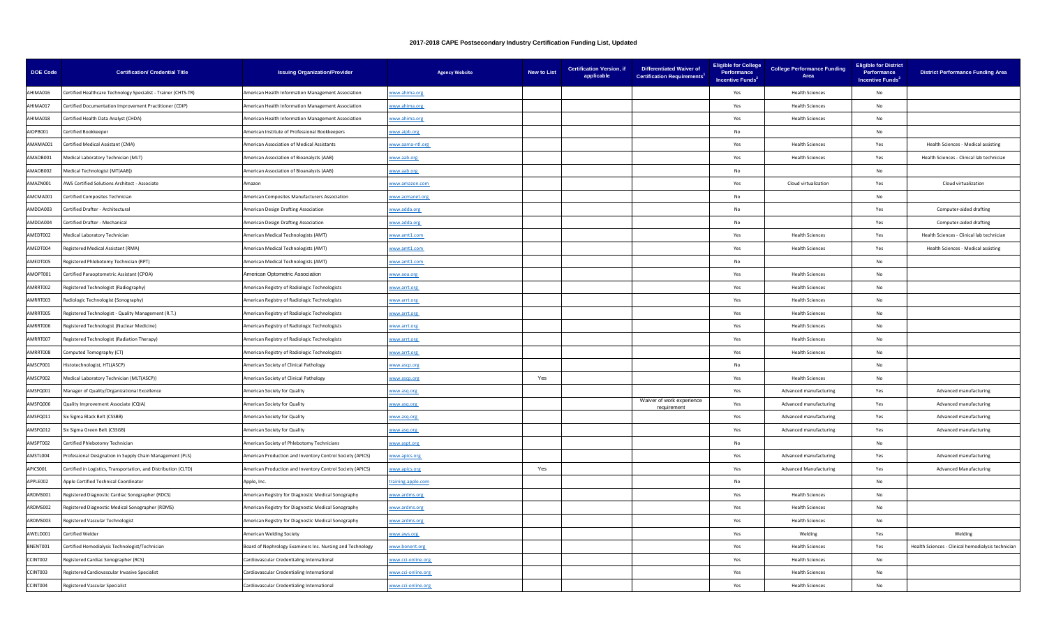## 2017-2018 CAPE Postsecondary Industry Certification Funding List, Updated

| DOE Code | Certification/ Credential Title | Issuing Organization/Provider | Agency Website | New to List | Certification Version, if applicable | Differentiated Waiver of Certification Requirements[1] | Eligible for College Performance Incentive Funds[2] | College Performance Funding Area | Eligible for District Performance Incentive Funds[3] | District Performance Funding Area |
|---|---|---|---|---|---|---|---|---|---|---|
| AHIMA016 | Certified Healthcare Technology Specialist - Trainer (CHTS-TR) | American Health Information Management Association | www.ahima.org | | | | Yes | Health Sciences | No | |
| AHIMA017 | Certified Documentation Improvement Practitioner (CDIP) | American Health Information Management Association | www.ahima.org | | | | Yes | Health Sciences | No | |
| AHIMA018 | Certified Health Data Analyst (CHDA) | American Health Information Management Association | www.ahima.org | | | | Yes | Health Sciences | No | |
| AIOPB001 | Certified Bookkeeper | American Institute of Professional Bookkeepers | www.aipb.org | | | | No | | No | |
| AMAMA001 | Certified Medical Assistant (CMA) | American Association of Medical Assistants | www.aama-ntl.org | | | | Yes | Health Sciences | Yes | Health Sciences - Medical assisting |
| AMAOB001 | Medical Laboratory Technician (MLT) | American Association of Bioanalysts (AAB) | www.aab.org | | | | Yes | Health Sciences | Yes | Health Sciences - Clinical lab technician |
| AMAOB002 | Medical Technologist (MT(AAB)) | American Association of Bioanalysts (AAB) | www.aab.org | | | | No | | No | |
| AMAZN001 | AWS Certified Solutions Architect - Associate | Amazon | www.amazon.com | | | | Yes | Cloud virtualization | Yes | Cloud virtualization |
| AMCMA001 | Certified Composites Technician | American Composites Manufacturers Association | www.acmanet.org | | | | No | | No | |
| AMDDA003 | Certified Drafter - Architectural | American Design Drafting Association | www.adda.org | | | | No | | Yes | Computer-aided drafting |
| AMDDA004 | Certified Drafter - Mechanical | American Design Drafting Association | www.adda.org | | | | No | | Yes | Computer-aided drafting |
| AMEDT002 | Medical Laboratory Technician | American Medical Technologists (AMT) | www.amt1.com | | | | Yes | Health Sciences | Yes | Health Sciences - Clinical lab technician |
| AMEDT004 | Registered Medical Assistant (RMA) | American Medical Technologists (AMT) | www.amt1.com | | | | Yes | Health Sciences | Yes | Health Sciences - Medical assisting |
| AMEDT005 | Registered Phlebotomy Technician (RPT) | American Medical Technologists (AMT) | www.amt1.com | | | | No | | No | |
| AMOPT001 | Certified Paraoptometric Assistant (CPOA) | American Optometric Association | www.aoa.org | | | | Yes | Health Sciences | No | |
| AMRRT002 | Registered Technologist (Radiography) | American Registry of Radiologic Technologists | www.arrt.org | | | | Yes | Health Sciences | No | |
| AMRRT003 | Radiologic Technologist (Sonography) | American Registry of Radiologic Technologists | www.arrt.org | | | | Yes | Health Sciences | No | |
| AMRRT005 | Registered Technologist - Quality Management (R.T.) | American Registry of Radiologic Technologists | www.arrt.org | | | | Yes | Health Sciences | No | |
| AMRRT006 | Registered Technologist (Nuclear Medicine) | American Registry of Radiologic Technologists | www.arrt.org | | | | Yes | Health Sciences | No | |
| AMRRT007 | Registered Technologist (Radiation Therapy) | American Registry of Radiologic Technologists | www.arrt.org | | | | Yes | Health Sciences | No | |
| AMRRT008 | Computed Tomography (CT) | American Registry of Radiologic Technologists | www.arrt.org | | | | Yes | Health Sciences | No | |
| AMSCP001 | Histotechnologist, HTL(ASCP) | American Society of Clinical Pathology | www.ascp.org | | | | No | | No | |
| AMSCP002 | Medical Laboratory Technician (MLT(ASCP)) | American Society of Clinical Pathology | www.ascp.org | Yes | | | Yes | Health Sciences | No | |
| AMSFQ001 | Manager of Quality/Organizational Excellence | American Society for Quality | www.asq.org | | | | Yes | Advanced manufacturing | Yes | Advanced manufacturing |
| AMSFQ006 | Quality Improvement Associate (CQIA) | American Society for Quality | www.asq.org | | | Waiver of work experience requirement | Yes | Advanced manufacturing | Yes | Advanced manufacturing |
| AMSFQ011 | Six Sigma Black Belt (CSSBB) | American Society for Quality | www.asq.org | | | | Yes | Advanced manufacturing | Yes | Advanced manufacturing |
| AMSFQ012 | Six Sigma Green Belt (CSSGB) | American Society for Quality | www.asq.org | | | | Yes | Advanced manufacturing | Yes | Advanced manufacturing |
| AMSPT002 | Certified Phlebotomy Technician | American Society of Phlebotomy Technicians | www.aspt.org | | | | No | | No | |
| AMSTL004 | Professional Designation in Supply Chain Management (PLS) | American Production and Inventory Control Society (APICS) | www.apics.org | | | | Yes | Advanced manufacturing | Yes | Advanced manufacturing |
| APICS001 | Certified in Logistics, Transportation, and Distribution (CLTD) | American Production and Inventory Control Society (APICS) | www.apics.org | Yes | | | Yes | Advanced Manufacturing | Yes | Advanced Manufacturing |
| APPLE002 | Apple Certified Technical Coordinator | Apple, Inc. | training.apple.com | | | | No | | No | |
| ARDMS001 | Registered Diagnostic Cardiac Sonographer (RDCS) | American Registry for Diagnostic Medical Sonography | www.ardms.org | | | | Yes | Health Sciences | No | |
| ARDMS002 | Registered Diagnostic Medical Sonographer (RDMS) | American Registry for Diagnostic Medical Sonography | www.ardms.org | | | | Yes | Health Sciences | No | |
| ARDMS003 | Registered Vascular Technologist | American Registry for Diagnostic Medical Sonography | www.ardms.org | | | | Yes | Health Sciences | No | |
| AWELD001 | Certified Welder | American Welding Society | www.aws.org | | | | Yes | Welding | Yes | Welding |
| BNENT001 | Certified Hemodialysis Technologist/Technician | Board of Nephrology Examiners Inc. Nursing and Technology | www.bonent.org | | | | Yes | Health Sciences | Yes | Health Sciences - Clinical hemodialysis technician |
| CCINT002 | Registered Cardiac Sonographer (RCS) | Cardiovascular Credentialing International | www.cci-online.org | | | | Yes | Health Sciences | No | |
| CCINT003 | Registered Cardiovascular Invasive Specialist | Cardiovascular Credentialing International | www.cci-online.org | | | | Yes | Health Sciences | No | |
| CCINT004 | Registered Vascular Specialist | Cardiovascular Credentialing International | www.cci-online.org | | | | Yes | Health Sciences | No | |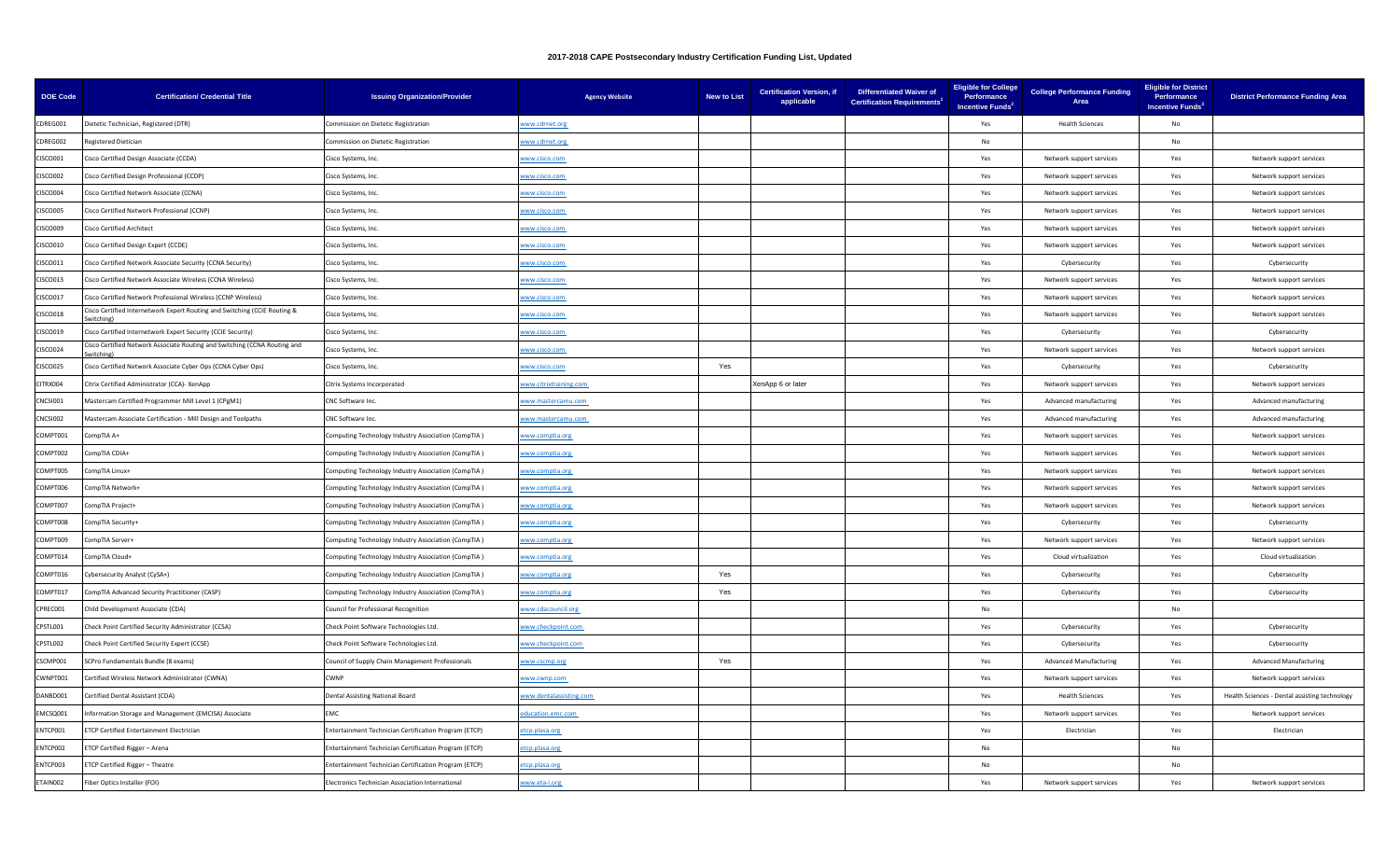# 2017-2018 CAPE Postsecondary Industry Certification Funding List, Updated

| DOE Code | Certification/ Credential Title | Issuing Organization/Provider | Agency Website | New to List | Certification Version, if applicable | Differentiated Waiver of Certification Requirements[1] | Eligible for College Performance Incentive Funds[2] | College Performance Funding Area | Eligible for District Performance Incentive Funds[3] | District Performance Funding Area |
|---|---|---|---|---|---|---|---|---|---|---|
| CDREG001 | Dietetic Technician, Registered (DTR) | Commission on Dietetic Registration | www.cdrnet.org | | | | Yes | Health Sciences | No | |
| CDREG002 | Registered Dietician | Commission on Dietetic Registration | www.cdrnet.org | | | | No | | No | |
| CISCO001 | Cisco Certified Design Associate (CCDA) | Cisco Systems, Inc. | www.cisco.com | | | | Yes | Network support services | Yes | Network support services |
| CISCO002 | Cisco Certified Design Professional (CCDP) | Cisco Systems, Inc. | www.cisco.com | | | | Yes | Network support services | Yes | Network support services |
| CISCO004 | Cisco Certified Network Associate (CCNA) | Cisco Systems, Inc. | www.cisco.com | | | | Yes | Network support services | Yes | Network support services |
| CISCO005 | Cisco Certified Network Professional (CCNP) | Cisco Systems, Inc. | www.cisco.com | | | | Yes | Network support services | Yes | Network support services |
| CISCO009 | Cisco Certified Architect | Cisco Systems, Inc. | www.cisco.com | | | | Yes | Network support services | Yes | Network support services |
| CISCO010 | Cisco Certified Design Expert (CCDE) | Cisco Systems, Inc. | www.cisco.com | | | | Yes | Network support services | Yes | Network support services |
| CISCO011 | Cisco Certified Network Associate Security (CCNA Security) | Cisco Systems, Inc. | www.cisco.com | | | | Yes | Cybersecurity | Yes | Cybersecurity |
| CISCO013 | Cisco Certified Network Associate Wireless (CCNA Wireless) | Cisco Systems, Inc. | www.cisco.com | | | | Yes | Network support services | Yes | Network support services |
| CISCO017 | Cisco Certified Network Professional Wireless (CCNP Wireless) | Cisco Systems, Inc. | www.cisco.com | | | | Yes | Network support services | Yes | Network support services |
| CISCO018 | Cisco Certified Internetwork Expert Routing and Switching (CCIE Routing & Switching) | Cisco Systems, Inc. | www.cisco.com | | | | Yes | Network support services | Yes | Network support services |
| CISCO019 | Cisco Certified Internetwork Expert Security (CCIE Security) | Cisco Systems, Inc. | www.cisco.com | | | | Yes | Cybersecurity | Yes | Cybersecurity |
| CISCO024 | Cisco Certified Network Associate Routing and Switching (CCNA Routing and Switching) | Cisco Systems, Inc. | www.cisco.com | | | | Yes | Network support services | Yes | Network support services |
| CISCO025 | Cisco Certified Network Associate Cyber Ops (CCNA Cyber Ops) | Cisco Systems, Inc. | www.cisco.com | Yes | | | Yes | Cybersecurity | Yes | Cybersecurity |
| CITRX004 | Citrix Certified Administrator (CCA)- XenApp | Citrix Systems Incorporated | www.citrixtraining.com | | XenApp 6 or later | | Yes | Network support services | Yes | Network support services |
| CNCSI001 | Mastercam Certified Programmer Mill Level 1 (CPgM1) | CNC Software Inc. | www.mastercamu.com | | | | Yes | Advanced manufacturing | Yes | Advanced manufacturing |
| CNCSI002 | Mastercam Associate Certification - Mill Design and Toolpaths | CNC Software Inc. | www.mastercamu.com | | | | Yes | Advanced manufacturing | Yes | Advanced manufacturing |
| COMPT001 | CompTIA A+ | Computing Technology Industry Association (CompTIA ) | www.comptia.org | | | | Yes | Network support services | Yes | Network support services |
| COMPT002 | CompTIA CDIA+ | Computing Technology Industry Association (CompTIA ) | www.comptia.org | | | | Yes | Network support services | Yes | Network support services |
| COMPT005 | CompTIA Linux+ | Computing Technology Industry Association (CompTIA ) | www.comptia.org | | | | Yes | Network support services | Yes | Network support services |
| COMPT006 | CompTIA Network+ | Computing Technology Industry Association (CompTIA ) | www.comptia.org | | | | Yes | Network support services | Yes | Network support services |
| COMPT007 | CompTIA Project+ | Computing Technology Industry Association (CompTIA ) | www.comptia.org | | | | Yes | Network support services | Yes | Network support services |
| COMPT008 | CompTIA Security+ | Computing Technology Industry Association (CompTIA ) | www.comptia.org | | | | Yes | Cybersecurity | Yes | Cybersecurity |
| COMPT009 | CompTIA Server+ | Computing Technology Industry Association (CompTIA ) | www.comptia.org | | | | Yes | Network support services | Yes | Network support services |
| COMPT014 | CompTIA Cloud+ | Computing Technology Industry Association (CompTIA ) | www.comptia.org | | | | Yes | Cloud virtualization | Yes | Cloud virtualization |
| COMPT016 | Cybersecurity Analyst (CySA+) | Computing Technology Industry Association (CompTIA ) | www.comptia.org | Yes | | | Yes | Cybersecurity | Yes | Cybersecurity |
| COMPT017 | CompTIA Advanced Security Practitioner (CASP) | Computing Technology Industry Association (CompTIA ) | www.comptia.org | Yes | | | Yes | Cybersecurity | Yes | Cybersecurity |
| CPREC001 | Child Development Associate (CDA) | Council for Professional Recognition | www.cdacouncil.org | | | | No | | No | |
| CPSTL001 | Check Point Certified Security Administrator (CCSA) | Check Point Software Technologies Ltd. | www.checkpoint.com | | | | Yes | Cybersecurity | Yes | Cybersecurity |
| CPSTL002 | Check Point Certified Security Expert (CCSE) | Check Point Software Technologies Ltd. | www.checkpoint.com | | | | Yes | Cybersecurity | Yes | Cybersecurity |
| CSCMP001 | SCPro Fundamentals Bundle (8 exams) | Council of Supply Chain Management Professionals | www.cscmp.org | Yes | | | Yes | Advanced Manufacturing | Yes | Advanced Manufacturing |
| CWNPT001 | Certified Wireless Network Administrator (CWNA) | CWNP | www.cwnp.com | | | | Yes | Network support services | Yes | Network support services |
| DANBD001 | Certified Dental Assistant (CDA) | Dental Assisting National Board | www.dentalassisting.com | | | | Yes | Health Sciences | Yes | Health Sciences - Dental assisting technology |
| EMCSQ001 | Information Storage and Management (EMCISA) Associate | EMC | education.emc.com | | | | Yes | Network support services | Yes | Network support services |
| ENTCP001 | ETCP Certified Entertainment Electrician | Entertainment Technician Certification Program (ETCP) | etcp.plasa.org | | | | Yes | Electrician | Yes | Electrician |
| ENTCP002 | ETCP Certified Rigger – Arena | Entertainment Technician Certification Program (ETCP) | etcp.plasa.org | | | | No | | No | |
| ENTCP003 | ETCP Certified Rigger – Theatre | Entertainment Technician Certification Program (ETCP) | etcp.plasa.org | | | | No | | No | |
| ETAIN002 | Fiber Optics Installer (FOI) | Electronics Technician Association International | www.eta-i.org | | | | Yes | Network support services | Yes | Network support services |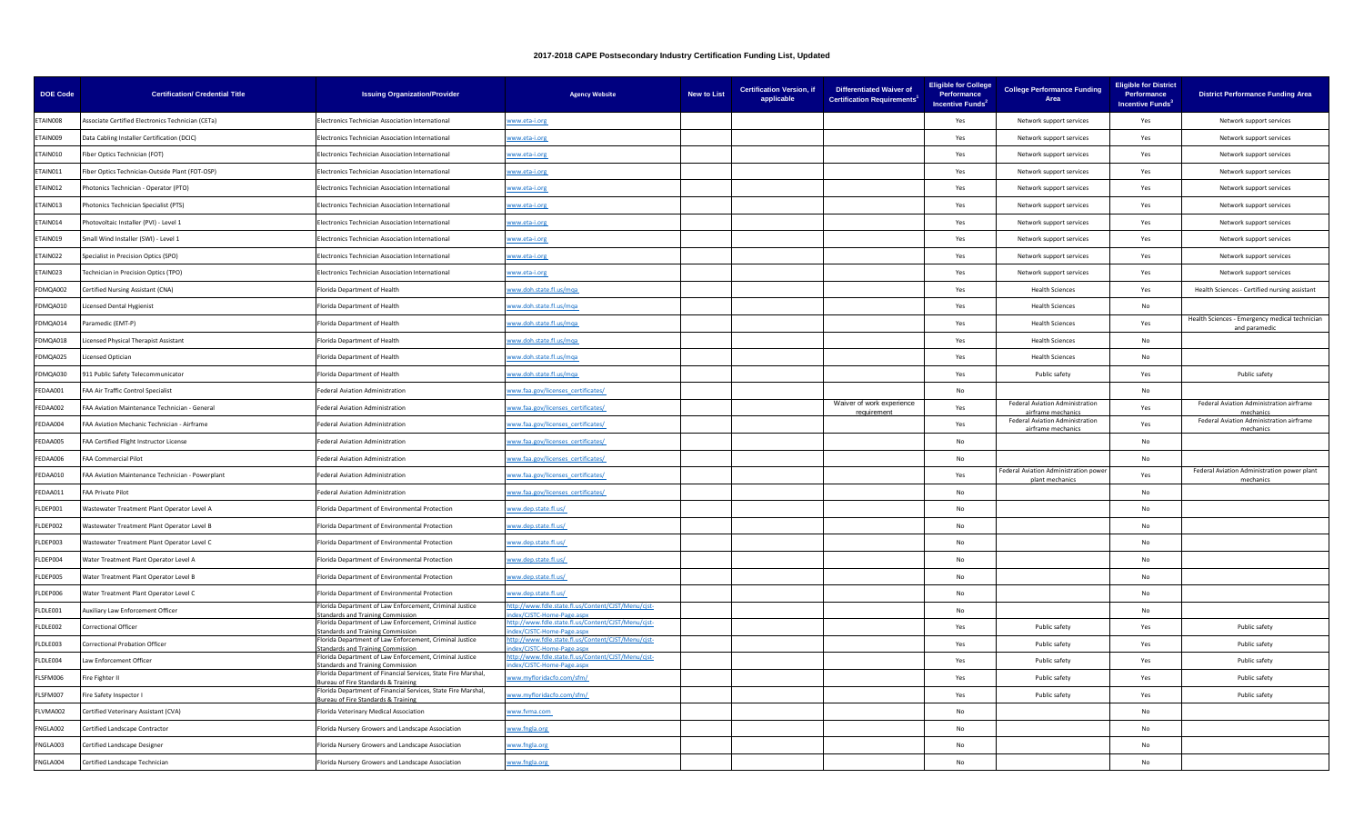# 2017-2018 CAPE Postsecondary Industry Certification Funding List, Updated

| DOE Code | Certification/ Credential Title | Issuing Organization/Provider | Agency Website | New to List | Certification Version, if applicable | Differentiated Waiver of Certification Requirements[1] | Eligible for College Performance Incentive Funds[2] | College Performance Funding Area | Eligible for District Performance Incentive Funds[3] | District Performance Funding Area |
|---|---|---|---|---|---|---|---|---|---|---|
| ETAIN008 | Associate Certified Electronics Technician (CETa) | Electronics Technician Association International | www.eta-i.org | | | | Yes | Network support services | Yes | Network support services |
| ETAIN009 | Data Cabling Installer Certification (DCIC) | Electronics Technician Association International | www.eta-i.org | | | | Yes | Network support services | Yes | Network support services |
| ETAIN010 | Fiber Optics Technician (FOT) | Electronics Technician Association International | www.eta-i.org | | | | Yes | Network support services | Yes | Network support services |
| ETAIN011 | Fiber Optics Technician-Outside Plant (FOT-OSP) | Electronics Technician Association International | www.eta-i.org | | | | Yes | Network support services | Yes | Network support services |
| ETAIN012 | Photonics Technician - Operator (PTO) | Electronics Technician Association International | www.eta-i.org | | | | Yes | Network support services | Yes | Network support services |
| ETAIN013 | Photonics Technician Specialist (PTS) | Electronics Technician Association International | www.eta-i.org | | | | Yes | Network support services | Yes | Network support services |
| ETAIN014 | Photovoltaic Installer (PVI) - Level 1 | Electronics Technician Association International | www.eta-i.org | | | | Yes | Network support services | Yes | Network support services |
| ETAIN019 | Small Wind Installer (SWI) - Level 1 | Electronics Technician Association International | www.eta-i.org | | | | Yes | Network support services | Yes | Network support services |
| ETAIN022 | Specialist in Precision Optics (SPO) | Electronics Technician Association International | www.eta-i.org | | | | Yes | Network support services | Yes | Network support services |
| ETAIN023 | Technician in Precision Optics (TPO) | Electronics Technician Association International | www.eta-i.org | | | | Yes | Network support services | Yes | Network support services |
| FDMQA002 | Certified Nursing Assistant (CNA) | Florida Department of Health | www.doh.state.fl.us/mqa | | | | Yes | Health Sciences | Yes | Health Sciences - Certified nursing assistant |
| FDMQA010 | Licensed Dental Hygienist | Florida Department of Health | www.doh.state.fl.us/mqa | | | | Yes | Health Sciences | No | |
| FDMQA014 | Paramedic (EMT-P) | Florida Department of Health | www.doh.state.fl.us/mqa | | | | Yes | Health Sciences | Yes | Health Sciences - Emergency medical technician and paramedic |
| FDMQA018 | Licensed Physical Therapist Assistant | Florida Department of Health | www.doh.state.fl.us/mqa | | | | Yes | Health Sciences | No | |
| FDMQA025 | Licensed Optician | Florida Department of Health | www.doh.state.fl.us/mqa | | | | Yes | Health Sciences | No | |
| FDMQA030 | 911 Public Safety Telecommunicator | Florida Department of Health | www.doh.state.fl.us/mqa | | | | Yes | Public safety | Yes | Public safety |
| FEDAA001 | FAA Air Traffic Control Specialist | Federal Aviation Administration | www.faa.gov/licenses_certificates/ | | | | No | | No | |
| FEDAA002 | FAA Aviation Maintenance Technician - General | Federal Aviation Administration | www.faa.gov/licenses_certificates/ | | | Waiver of work experience requirement | Yes | Federal Aviation Administration airframe mechanics | Yes | Federal Aviation Administration airframe mechanics |
| FEDAA004 | FAA Aviation Mechanic Technician - Airframe | Federal Aviation Administration | www.faa.gov/licenses_certificates/ | | | | Yes | Federal Aviation Administration airframe mechanics | Yes | Federal Aviation Administration airframe mechanics |
| FEDAA005 | FAA Certified Flight Instructor License | Federal Aviation Administration | www.faa.gov/licenses_certificates/ | | | | No | | No | |
| FEDAA006 | FAA Commercial Pilot | Federal Aviation Administration | www.faa.gov/licenses_certificates/ | | | | No | | No | |
| FEDAA010 | FAA Aviation Maintenance Technician - Powerplant | Federal Aviation Administration | www.faa.gov/licenses_certificates/ | | | | Yes | Federal Aviation Administration power plant mechanics | Yes | Federal Aviation Administration power plant mechanics |
| FEDAA011 | FAA Private Pilot | Federal Aviation Administration | www.faa.gov/licenses_certificates/ | | | | No | | No | |
| FLDEP001 | Wastewater Treatment Plant Operator Level A | Florida Department of Environmental Protection | www.dep.state.fl.us/ | | | | No | | No | |
| FLDEP002 | Wastewater Treatment Plant Operator Level B | Florida Department of Environmental Protection | www.dep.state.fl.us/ | | | | No | | No | |
| FLDEP003 | Wastewater Treatment Plant Operator Level C | Florida Department of Environmental Protection | www.dep.state.fl.us/ | | | | No | | No | |
| FLDEP004 | Water Treatment Plant Operator Level A | Florida Department of Environmental Protection | www.dep.state.fl.us/ | | | | No | | No | |
| FLDEP005 | Water Treatment Plant Operator Level B | Florida Department of Environmental Protection | www.dep.state.fl.us/ | | | | No | | No | |
| FLDEP006 | Water Treatment Plant Operator Level C | Florida Department of Environmental Protection | www.dep.state.fl.us/ | | | | No | | No | |
| FLDLE001 | Auxiliary Law Enforcement Officer | Florida Department of Law Enforcement, Criminal Justice Standards and Training Commission | http://www.fdle.state.fl.us/Content/CJST/Menu/cjst-index/CJSTC-Home-Page.aspx | | | | No | | No | |
| FLDLE002 | Correctional Officer | Florida Department of Law Enforcement, Criminal Justice Standards and Training Commission | http://www.fdle.state.fl.us/Content/CJST/Menu/cjst-index/CJSTC-Home-Page.aspx | | | | Yes | Public safety | Yes | Public safety |
| FLDLE003 | Correctional Probation Officer | Florida Department of Law Enforcement, Criminal Justice Standards and Training Commission | http://www.fdle.state.fl.us/Content/CJST/Menu/cjst-index/CJSTC-Home-Page.aspx | | | | Yes | Public safety | Yes | Public safety |
| FLDLE004 | Law Enforcement Officer | Florida Department of Law Enforcement, Criminal Justice Standards and Training Commission | http://www.fdle.state.fl.us/Content/CJST/Menu/cjst-index/CJSTC-Home-Page.aspx | | | | Yes | Public safety | Yes | Public safety |
| FLSFM006 | Fire Fighter II | Florida Department of Financial Services, State Fire Marshal, Bureau of Fire Standards & Training | www.myfloridacfo.com/sfm/ | | | | Yes | Public safety | Yes | Public safety |
| FLSFM007 | Fire Safety Inspector I | Florida Department of Financial Services, State Fire Marshal, Bureau of Fire Standards & Training | www.myfloridacfo.com/sfm/ | | | | Yes | Public safety | Yes | Public safety |
| FLVMA002 | Certified Veterinary Assistant (CVA) | Florida Veterinary Medical Association | www.fvma.com | | | | No | | No | |
| FNGLA002 | Certified Landscape Contractor | Florida Nursery Growers and Landscape Association | www.fngla.org | | | | No | | No | |
| FNGLA003 | Certified Landscape Designer | Florida Nursery Growers and Landscape Association | www.fngla.org | | | | No | | No | |
| FNGLA004 | Certified Landscape Technician | Florida Nursery Growers and Landscape Association | www.fngla.org | | | | No | | No | |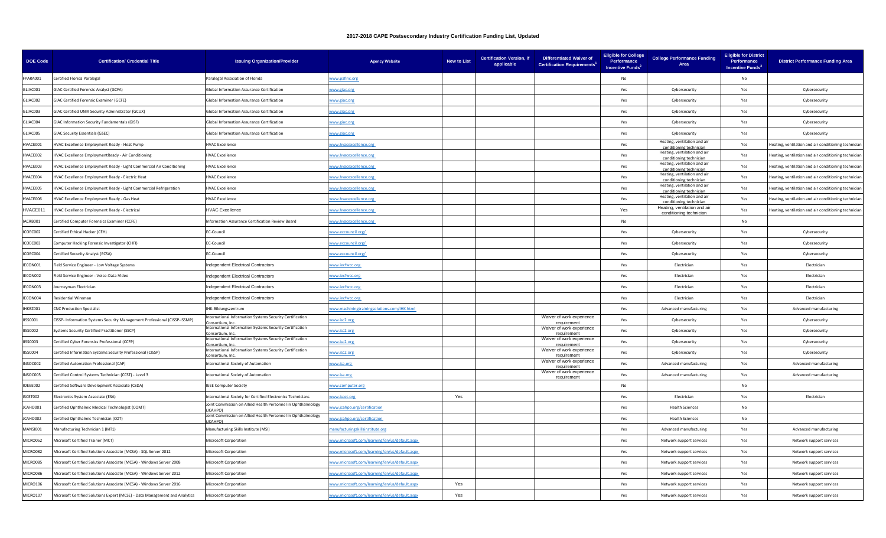## 2017-2018 CAPE Postsecondary Industry Certification Funding List, Updated

| DOE Code | Certification/ Credential Title | Issuing Organization/Provider | Agency Website | New to List | Certification Version, if applicable | Differentiated Waiver of Certification Requirements[1] | Eligible for College Performance Incentive Funds[2] | College Performance Funding Area | Eligible for District Performance Incentive Funds[3] | District Performance Funding Area |
|---|---|---|---|---|---|---|---|---|---|---|
| FPARA001 | Certified Florida Paralegal | Paralegal Association of Florida | www.pafinc.org | | | | No | | No | |
| GLIAC001 | GIAC Certified Forensic Analyst (GCFA) | Global Information Assurance Certification | www.giac.org | | | | Yes | Cybersecurity | Yes | Cybersecurity |
| GLIAC002 | GIAC Certified Forensic Examiner (GCFE) | Global Information Assurance Certification | www.giac.org | | | | Yes | Cybersecurity | Yes | Cybersecurity |
| GLIAC003 | GIAC Certified UNIX Security Administrator (GCUX) | Global Information Assurance Certification | www.giac.org | | | | Yes | Cybersecurity | Yes | Cybersecurity |
| GLIAC004 | GIAC Information Security Fundamentals (GISF) | Global Information Assurance Certification | www.giac.org | | | | Yes | Cybersecurity | Yes | Cybersecurity |
| GLIAC005 | GIAC Security Essentials (GSEC) | Global Information Assurance Certification | www.giac.org | | | | Yes | Cybersecurity | Yes | Cybersecurity |
| HVACE001 | HVAC Excellence Employment Ready - Heat Pump | HVAC Excellence | www.hvacexcellence.org | | | | Yes | Heating, ventilation and air conditioning technician | Yes | Heating, ventilation and air conditioning technician |
| HVACE002 | HVAC Excellence EmploymentReady - Air Conditioning | HVAC Excellence | www.hvacexcellence.org | | | | Yes | Heating, ventilation and air conditioning technician | Yes | Heating, ventilation and air conditioning technician |
| HVACE003 | HVAC Excellence Employment Ready - Light Commercial Air Conditioning | HVAC Excellence | www.hvacexcellence.org | | | | Yes | Heating, ventilation and air conditioning technician | Yes | Heating, ventilation and air conditioning technician |
| HVACE004 | HVAC Excellence Employment Ready - Electric Heat | HVAC Excellence | www.hvacexcellence.org | | | | Yes | Heating, ventilation and air conditioning technician | Yes | Heating, ventilation and air conditioning technician |
| HVACE005 | HVAC Excellence Employment Ready - Light Commercial Refrigeration | HVAC Excellence | www.hvacexcellence.org | | | | Yes | Heating, ventilation and air conditioning technician | Yes | Heating, ventilation and air conditioning technician |
| HVACE006 | HVAC Excellence Employment Ready - Gas Heat | HVAC Excellence | www.hvacexcellence.org | | | | Yes | Heating, ventilation and air conditioning technician | Yes | Heating, ventilation and air conditioning technician |
| HVACE011 | HVAC Excellence Employment Ready - Electrical | HVAC Excellence | www.hvacexcellence.org | | | | Yes | Heating, ventilation and air conditioning technician | Yes | Heating, ventilation and air conditioning technician |
| IACRB001 | Certified Computer Forensics Examiner (CCFE) | Information Assurance Certification Review Board | www.hvacexcellence.org | | | | No | | No | |
| ICOEC002 | Certified Ethical Hacker (CEH) | EC-Council | www.eccouncil.org/ | | | | Yes | Cybersecurity | Yes | Cybersecurity |
| ICOEC003 | Computer Hacking Forensic Investigator (CHFI) | EC-Council | www.eccouncil.org/ | | | | Yes | Cybersecurity | Yes | Cybersecurity |
| ICOEC004 | Certified Security Analyst (ECSA) | EC-Council | www.eccouncil.org/ | | | | Yes | Cybersecurity | Yes | Cybersecurity |
| IECON001 | Field Service Engineer - Low Voltage Systems | Independent Electrical Contractors | www.iecfwcc.org | | | | Yes | Electrician | Yes | Electrician |
| IECON002 | Field Service Engineer - Voice-Data-Video | Independent Electrical Contractors | www.iecfwcc.org | | | | Yes | Electrician | Yes | Electrician |
| IECON003 | Journeyman Electrician | Independent Electrical Contractors | www.iecfwcc.org | | | | Yes | Electrician | Yes | Electrician |
| IECON004 | Residential Wireman | Independent Electrical Contractors | www.iecfwcc.org | | | | Yes | Electrician | Yes | Electrician |
| IHKBZ001 | CNC Production Specialist | IHK-Bildungszentrum | www.machiningtrainingsolutions.com/IHK.html | | | | Yes | Advanced manufacturing | Yes | Advanced manufacturing |
| IISSC001 | CISSP- Information Systems Security Management Professional (CISSP-ISSMP) | International Information Systems Security Certification Consortium, Inc. | www.isc2.org | | | Waiver of work experience requirement | Yes | Cybersecurity | Yes | Cybersecurity |
| IISSC002 | Systems Security Certified Practitioner (SSCP) | International Information Systems Security Certification Consortium, Inc. | www.isc2.org | | | Waiver of work experience requirement | Yes | Cybersecurity | Yes | Cybersecurity |
| IISSC003 | Certified Cyber Forensics Professional (CCFP) | International Information Systems Security Certification Consortium, Inc. | www.isc2.org | | | Waiver of work experience requirement | Yes | Cybersecurity | Yes | Cybersecurity |
| IISSC004 | Certified Information Systems Security Professional (CISSP) | International Information Systems Security Certification Consortium, Inc. | www.isc2.org | | | Waiver of work experience requirement | Yes | Cybersecurity | Yes | Cybersecurity |
| INSOC002 | Certified Automation Professional (CAP) | International Society of Automation | www.isa.org | | | Waiver of work experience requirement | Yes | Advanced manufacturing | Yes | Advanced manufacturing |
| INSOC005 | Certified Control Systems Technician (CCST) - Level 3 | International Society of Automation | www.isa.org | | | Waiver of work experience requirement | Yes | Advanced manufacturing | Yes | Advanced manufacturing |
| IOEEE002 | Certified Software Development Associate (CSDA) | IEEE Computer Society | www.computer.org | | | | No | | No | |
| ISCET002 | Electronics System Associate (ESA) | International Society for Certified Electronics Technicians | www.iscet.org | Yes | | | Yes | Electrician | Yes | Electrician |
| JCAHO001 | Certified Ophthalmic Medical Technologist (COMT) | Joint Commission on Allied Health Personnel in Ophthalmology (JCAHPO) | www.jcahpo.org/certification | | | | Yes | Health Sciences | No | |
| JCAHO002 | Certified Ophthalmic Technician (COT) | Joint Commission on Allied Health Personnel in Ophthalmology (JCAHPO) | www.jcahpo.org/certification | | | | Yes | Health Sciences | No | |
| MANSI001 | Manufacturing Technician 1 (MT1) | Manufacturing Skills Institute (MSI) | manufacturingskillsinstitute.org | | | | Yes | Advanced manufacturing | Yes | Advanced manufacturing |
| MICRO052 | Microsoft Certified Trainer (MCT) | Microsoft Corporation | www.microsoft.com/learning/en/us/default.aspx | | | | Yes | Network support services | Yes | Network support services |
| MICRO082 | Microsoft Certified Solutions Associate (MCSA) - SQL Server 2012 | Microsoft Corporation | www.microsoft.com/learning/en/us/default.aspx | | | | Yes | Network support services | Yes | Network support services |
| MICRO085 | Microsoft Certified Solutions Associate (MCSA) - Windows Server 2008 | Microsoft Corporation | www.microsoft.com/learning/en/us/default.aspx | | | | Yes | Network support services | Yes | Network support services |
| MICRO086 | Microsoft Certified Solutions Associate (MCSA) - Windows Server 2012 | Microsoft Corporation | www.microsoft.com/learning/en/us/default.aspx | | | | Yes | Network support services | Yes | Network support services |
| MICRO106 | Microsoft Certified Solutions Associate (MCSA) - Windows Server 2016 | Microsoft Corporation | www.microsoft.com/learning/en/us/default.aspx | Yes | | | Yes | Network support services | Yes | Network support services |
| MICRO107 | Microsoft Certified Solutions Expert (MCSE) - Data Management and Analytics | Microsoft Corporation | www.microsoft.com/learning/en/us/default.aspx | Yes | | | Yes | Network support services | Yes | Network support services |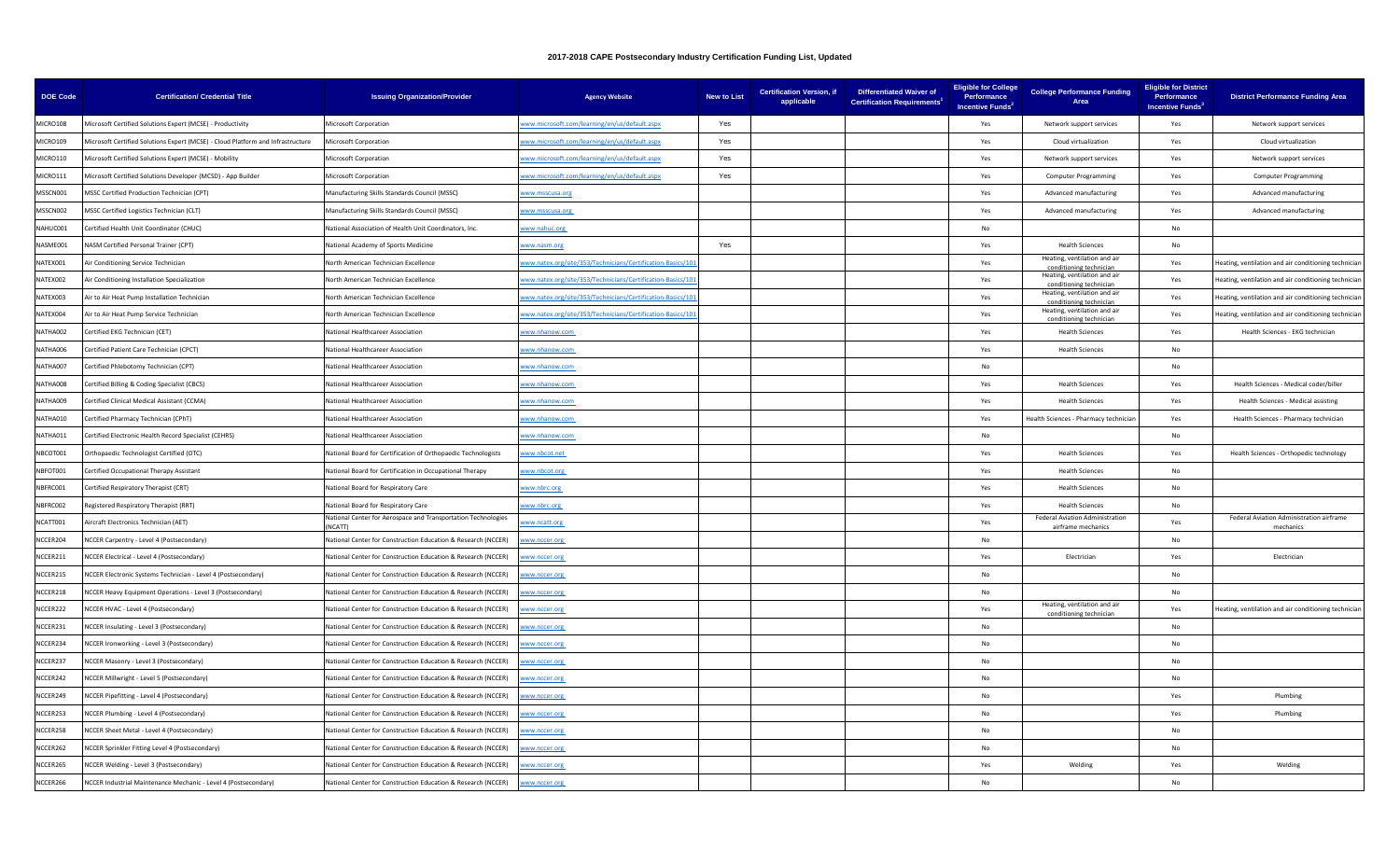## 2017-2018 CAPE Postsecondary Industry Certification Funding List, Updated

| DOE Code | Certification/ Credential Title | Issuing Organization/Provider | Agency Website | New to List | Certification Version, if applicable | Differentiated Waiver of Certification Requirements[1] | Eligible for College Performance Incentive Funds[2] | College Performance Funding Area | Eligible for District Performance Incentive Funds[3] | District Performance Funding Area |
|---|---|---|---|---|---|---|---|---|---|---|
| MICRO108 | Microsoft Certified Solutions Expert (MCSE) - Productivity | Microsoft Corporation | www.microsoft.com/learning/en/us/default.aspx | Yes | | | Yes | Network support services | Yes | Network support services |
| MICRO109 | Microsoft Certified Solutions Expert (MCSE) - Cloud Platform and Infrastructure | Microsoft Corporation | www.microsoft.com/learning/en/us/default.aspx | Yes | | | Yes | Cloud virtualization | Yes | Cloud virtualization |
| MICRO110 | Microsoft Certified Solutions Expert (MCSE) - Mobility | Microsoft Corporation | www.microsoft.com/learning/en/us/default.aspx | Yes | | | Yes | Network support services | Yes | Network support services |
| MICRO111 | Microsoft Certified Solutions Developer (MCSD) - App Builder | Microsoft Corporation | www.microsoft.com/learning/en/us/default.aspx | Yes | | | Yes | Computer Programming | Yes | Computer Programming |
| MSSCN001 | MSSC Certified Production Technician (CPT) | Manufacturing Skills Standards Council (MSSC) | www.msscusa.org | | | | Yes | Advanced manufacturing | Yes | Advanced manufacturing |
| MSSCN002 | MSSC Certified Logistics Technician (CLT) | Manufacturing Skills Standards Council (MSSC) | www.msscusa.org | | | | Yes | Advanced manufacturing | Yes | Advanced manufacturing |
| NAHUC001 | Certified Health Unit Coordinator (CHUC) | National Association of Health Unit Coordinators, Inc. | www.nahuc.org | | | | No | | No | |
| NASME001 | NASM Certified Personal Trainer (CPT) | National Academy of Sports Medicine | www.nasm.org | Yes | | | Yes | Health Sciences | No | |
| NATEX001 | Air Conditioning Service Technician | North American Technician Excellence | www.natex.org/site/353/Technicians/Certification-Basics/101 | | | | Yes | Heating, ventilation and air conditioning technician | Yes | Heating, ventilation and air conditioning technician |
| NATEX002 | Air Conditioning Installation Specialization | North American Technician Excellence | www.natex.org/site/353/Technicians/Certification-Basics/101 | | | | Yes | Heating, ventilation and air conditioning technician | Yes | Heating, ventilation and air conditioning technician |
| NATEX003 | Air to Air Heat Pump Installation Technician | North American Technician Excellence | www.natex.org/site/353/Technicians/Certification-Basics/101 | | | | Yes | Heating, ventilation and air conditioning technician | Yes | Heating, ventilation and air conditioning technician |
| NATEX004 | Air to Air Heat Pump Service Technician | North American Technician Excellence | www.natex.org/site/353/Technicians/Certification-Basics/101 | | | | Yes | Heating, ventilation and air conditioning technician | Yes | Heating, ventilation and air conditioning technician |
| NATHA002 | Certified EKG Technician (CET) | National Healthcareer Association | www.nhanow.com | | | | Yes | Health Sciences | Yes | Health Sciences - EKG technician |
| NATHA006 | Certified Patient Care Technician (CPCT) | National Healthcareer Association | www.nhanow.com | | | | Yes | Health Sciences | No | |
| NATHA007 | Certified Phlebotomy Technician (CPT) | National Healthcareer Association | www.nhanow.com | | | | No | | No | |
| NATHA008 | Certified Billing & Coding Specialist (CBCS) | National Healthcareer Association | www.nhanow.com | | | | Yes | Health Sciences | Yes | Health Sciences - Medical coder/biller |
| NATHA009 | Certified Clinical Medical Assistant (CCMA) | National Healthcareer Association | www.nhanow.com | | | | Yes | Health Sciences | Yes | Health Sciences - Medical assisting |
| NATHA010 | Certified Pharmacy Technician (CPhT) | National Healthcareer Association | www.nhanow.com | | | | Yes | Health Sciences - Pharmacy technician | Yes | Health Sciences - Pharmacy technician |
| NATHA011 | Certified Electronic Health Record Specialist (CEHRS) | National Healthcareer Association | www.nhanow.com | | | | No | | No | |
| NBCOT001 | Orthopaedic Technologist Certified (OTC) | National Board for Certification of Orthopaedic Technologists | www.nbcot.net | | | | Yes | Health Sciences | Yes | Health Sciences - Orthopedic technology |
| NBFOT001 | Certified Occupational Therapy Assistant | National Board for Certification in Occupational Therapy | www.nbcot.org | | | | Yes | Health Sciences | No | |
| NBFRC001 | Certified Respiratory Therapist (CRT) | National Board for Respiratory Care | www.nbrc.org | | | | Yes | Health Sciences | No | |
| NBFRC002 | Registered Respiratory Therapist (RRT) | National Board for Respiratory Care | www.nbrc.org | | | | Yes | Health Sciences | No | |
| NCATT001 | Aircraft Electronics Technician (AET) | National Center for Aerospace and Transportation Technologies (NCATT) | www.ncatt.org | | | | Yes | Federal Aviation Administration airframe mechanics | Yes | Federal Aviation Administration airframe mechanics |
| NCCER204 | NCCER Carpentry - Level 4 (Postsecondary) | National Center for Construction Education & Research (NCCER) | www.nccer.org | | | | No | | No | |
| NCCER211 | NCCER Electrical - Level 4 (Postsecondary) | National Center for Construction Education & Research (NCCER) | www.nccer.org | | | | Yes | Electrician | Yes | Electrician |
| NCCER215 | NCCER Electronic Systems Technician - Level 4 (Postsecondary) | National Center for Construction Education & Research (NCCER) | www.nccer.org | | | | No | | No | |
| NCCER218 | NCCER Heavy Equipment Operations - Level 3 (Postsecondary) | National Center for Construction Education & Research (NCCER) | www.nccer.org | | | | No | | No | |
| NCCER222 | NCCER HVAC - Level 4 (Postsecondary) | National Center for Construction Education & Research (NCCER) | www.nccer.org | | | | Yes | Heating, ventilation and air conditioning technician | Yes | Heating, ventilation and air conditioning technician |
| NCCER231 | NCCER Insulating - Level 3 (Postsecondary) | National Center for Construction Education & Research (NCCER) | www.nccer.org | | | | No | | No | |
| NCCER234 | NCCER Ironworking - Level 3 (Postsecondary) | National Center for Construction Education & Research (NCCER) | www.nccer.org | | | | No | | No | |
| NCCER237 | NCCER Masonry - Level 3 (Postsecondary) | National Center for Construction Education & Research (NCCER) | www.nccer.org | | | | No | | No | |
| NCCER242 | NCCER Millwright - Level 5 (Postsecondary) | National Center for Construction Education & Research (NCCER) | www.nccer.org | | | | No | | No | |
| NCCER249 | NCCER Pipefitting - Level 4 (Postsecondary) | National Center for Construction Education & Research (NCCER) | www.nccer.org | | | | No | | Yes | Plumbing |
| NCCER253 | NCCER Plumbing - Level 4 (Postsecondary) | National Center for Construction Education & Research (NCCER) | www.nccer.org | | | | No | | Yes | Plumbing |
| NCCER258 | NCCER Sheet Metal - Level 4 (Postsecondary) | National Center for Construction Education & Research (NCCER) | www.nccer.org | | | | No | | No | |
| NCCER262 | NCCER Sprinkler Fitting Level 4 (Postsecondary) | National Center for Construction Education & Research (NCCER) | www.nccer.org | | | | No | | No | |
| NCCER265 | NCCER Welding - Level 3 (Postsecondary) | National Center for Construction Education & Research (NCCER) | www.nccer.org | | | | Yes | Welding | Yes | Welding |
| NCCER266 | NCCER Industrial Maintenance Mechanic - Level 4 (Postsecondary) | National Center for Construction Education & Research (NCCER) | www.nccer.org | | | | No | | No | |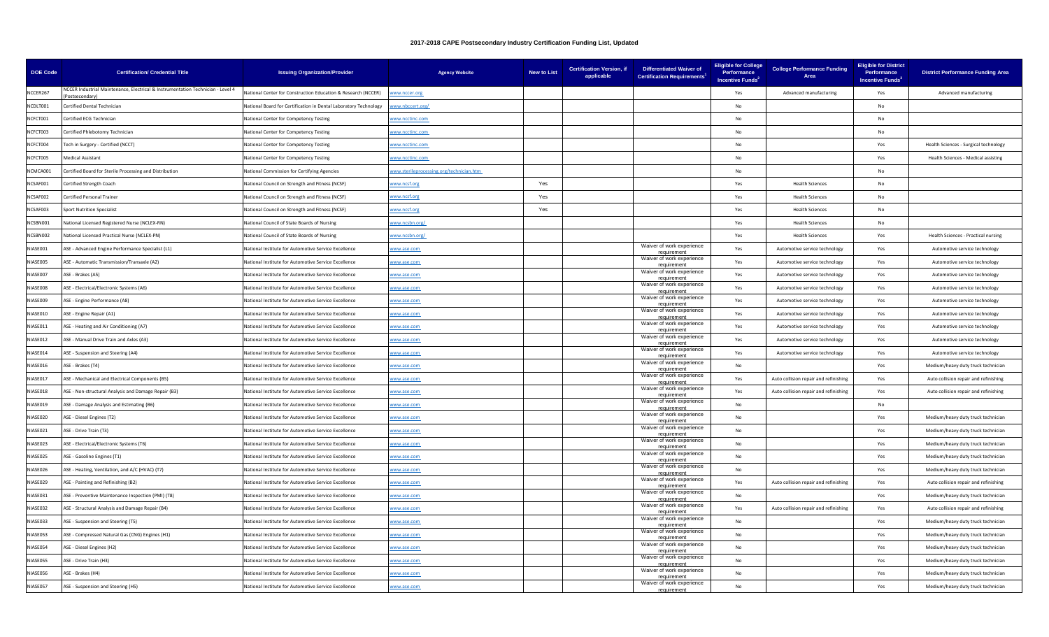# 2017-2018 CAPE Postsecondary Industry Certification Funding List, Updated

| DOE Code | Certification/ Credential Title | Issuing Organization/Provider | Agency Website | New to List | Certification Version, if applicable | Differentiated Waiver of Certification Requirements[1] | Eligible for College Performance Incentive Funds[2] | College Performance Funding Area | Eligible for District Performance Incentive Funds[3] | District Performance Funding Area |
|---|---|---|---|---|---|---|---|---|---|---|
| NCCER267 | NCCER Industrial Maintenance, Electrical & Instrumentation Technician - Level 4 (Postsecondary) | National Center for Construction Education & Research (NCCER) | www.nccer.org | | | | Yes | Advanced manufacturing | Yes | Advanced manufacturing |
| NCDLT001 | Certified Dental Technician | National Board for Certification in Dental Laboratory Technology | www.nbccert.org/ | | | | No | | No | |
| NCFCT001 | Certified ECG Technician | National Center for Competency Testing | www.ncctinc.com | | | | No | | No | |
| NCFCT003 | Certified Phlebotomy Technician | National Center for Competency Testing | www.ncctinc.com | | | | No | | No | |
| NCFCT004 | Tech in Surgery - Certified (NCCT) | National Center for Competency Testing | www.ncctinc.com | | | | No | | Yes | Health Sciences - Surgical technology |
| NCFCT005 | Medical Assistant | National Center for Competency Testing | www.ncctinc.com | | | | No | | Yes | Health Sciences - Medical assisting |
| NCMCA001 | Certified Board for Sterile Processing and Distribution | National Commission for Certifying Agencies | www.sterileprocessing.org/technician.htm | | | | No | | No | |
| NCSAF001 | Certified Strength Coach | National Council on Strength and Fitness (NCSF) | www.ncsf.org | Yes | | | Yes | Health Sciences | No | |
| NCSAF002 | Certified Personal Trainer | National Council on Strength and Fitness (NCSF) | www.ncsf.org | Yes | | | Yes | Health Sciences | No | |
| NCSAF003 | Sport Nutrition Specialist | National Council on Strength and Fitness (NCSF) | www.ncsf.org | Yes | | | Yes | Health Sciences | No | |
| NCSBN001 | National Licensed Registered Nurse (NCLEX-RN) | National Council of State Boards of Nursing | www.ncsbn.org/ | | | | Yes | Health Sciences | No | |
| NCSBN002 | National Licensed Practical Nurse (NCLEX-PN) | National Council of State Boards of Nursing | www.ncsbn.org/ | | | | Yes | Health Sciences | Yes | Health Sciences - Practical nursing |
| NIASE001 | ASE - Advanced Engine Performance Specialist (L1) | National Institute for Automotive Service Excellence | www.ase.com | | | Waiver of work experience requirement | Yes | Automotive service technology | Yes | Automotive service technology |
| NIASE005 | ASE - Automatic Transmission/Transaxle (A2) | National Institute for Automotive Service Excellence | www.ase.com | | | Waiver of work experience requirement | Yes | Automotive service technology | Yes | Automotive service technology |
| NIASE007 | ASE - Brakes (A5) | National Institute for Automotive Service Excellence | www.ase.com | | | Waiver of work experience requirement | Yes | Automotive service technology | Yes | Automotive service technology |
| NIASE008 | ASE - Electrical/Electronic Systems (A6) | National Institute for Automotive Service Excellence | www.ase.com | | | Waiver of work experience requirement | Yes | Automotive service technology | Yes | Automotive service technology |
| NIASE009 | ASE - Engine Performance (A8) | National Institute for Automotive Service Excellence | www.ase.com | | | Waiver of work experience requirement | Yes | Automotive service technology | Yes | Automotive service technology |
| NIASE010 | ASE - Engine Repair (A1) | National Institute for Automotive Service Excellence | www.ase.com | | | Waiver of work experience requirement | Yes | Automotive service technology | Yes | Automotive service technology |
| NIASE011 | ASE - Heating and Air Conditioning (A7) | National Institute for Automotive Service Excellence | www.ase.com | | | Waiver of work experience requirement | Yes | Automotive service technology | Yes | Automotive service technology |
| NIASE012 | ASE - Manual Drive Train and Axles (A3) | National Institute for Automotive Service Excellence | www.ase.com | | | Waiver of work experience requirement | Yes | Automotive service technology | Yes | Automotive service technology |
| NIASE014 | ASE - Suspension and Steering (A4) | National Institute for Automotive Service Excellence | www.ase.com | | | Waiver of work experience requirement | Yes | Automotive service technology | Yes | Automotive service technology |
| NIASE016 | ASE - Brakes (T4) | National Institute for Automotive Service Excellence | www.ase.com | | | Waiver of work experience requirement | No | | Yes | Medium/heavy duty truck technician |
| NIASE017 | ASE - Mechanical and Electrical Components (B5) | National Institute for Automotive Service Excellence | www.ase.com | | | Waiver of work experience requirement | Yes | Auto collision repair and refinishing | Yes | Auto collision repair and refinishing |
| NIASE018 | ASE - Non-structural Analysis and Damage Repair (B3) | National Institute for Automotive Service Excellence | www.ase.com | | | Waiver of work experience requirement | Yes | Auto collision repair and refinishing | Yes | Auto collision repair and refinishing |
| NIASE019 | ASE - Damage Analysis and Estimating (B6) | National Institute for Automotive Service Excellence | www.ase.com | | | Waiver of work experience requirement | No | | No | |
| NIASE020 | ASE - Diesel Engines (T2) | National Institute for Automotive Service Excellence | www.ase.com | | | Waiver of work experience requirement | No | | Yes | Medium/heavy duty truck technician |
| NIASE021 | ASE - Drive Train (T3) | National Institute for Automotive Service Excellence | www.ase.com | | | Waiver of work experience requirement | No | | Yes | Medium/heavy duty truck technician |
| NIASE023 | ASE - Electrical/Electronic Systems (T6) | National Institute for Automotive Service Excellence | www.ase.com | | | Waiver of work experience requirement | No | | Yes | Medium/heavy duty truck technician |
| NIASE025 | ASE - Gasoline Engines (T1) | National Institute for Automotive Service Excellence | www.ase.com | | | Waiver of work experience requirement | No | | Yes | Medium/heavy duty truck technician |
| NIASE026 | ASE - Heating, Ventilation, and A/C (HVAC) (T7) | National Institute for Automotive Service Excellence | www.ase.com | | | Waiver of work experience requirement | No | | Yes | Medium/heavy duty truck technician |
| NIASE029 | ASE - Painting and Refinishing (B2) | National Institute for Automotive Service Excellence | www.ase.com | | | Waiver of work experience requirement | Yes | Auto collision repair and refinishing | Yes | Auto collision repair and refinishing |
| NIASE031 | ASE - Preventive Maintenance Inspection (PMI) (T8) | National Institute for Automotive Service Excellence | www.ase.com | | | Waiver of work experience requirement | No | | Yes | Medium/heavy duty truck technician |
| NIASE032 | ASE - Structural Analysis and Damage Repair (B4) | National Institute for Automotive Service Excellence | www.ase.com | | | Waiver of work experience requirement | Yes | Auto collision repair and refinishing | Yes | Auto collision repair and refinishing |
| NIASE033 | ASE - Suspension and Steering (T5) | National Institute for Automotive Service Excellence | www.ase.com | | | Waiver of work experience requirement | No | | Yes | Medium/heavy duty truck technician |
| NIASE053 | ASE - Compressed Natural Gas (CNG) Engines (H1) | National Institute for Automotive Service Excellence | www.ase.com | | | Waiver of work experience requirement | No | | Yes | Medium/heavy duty truck technician |
| NIASE054 | ASE - Diesel Engines (H2) | National Institute for Automotive Service Excellence | www.ase.com | | | Waiver of work experience requirement | No | | Yes | Medium/heavy duty truck technician |
| NIASE055 | ASE - Drive Train (H3) | National Institute for Automotive Service Excellence | www.ase.com | | | Waiver of work experience requirement | No | | Yes | Medium/heavy duty truck technician |
| NIASE056 | ASE - Brakes (H4) | National Institute for Automotive Service Excellence | www.ase.com | | | Waiver of work experience requirement | No | | Yes | Medium/heavy duty truck technician |
| NIASE057 | ASE - Suspension and Steering (H5) | National Institute for Automotive Service Excellence | www.ase.com | | | Waiver of work experience requirement | No | | Yes | Medium/heavy duty truck technician |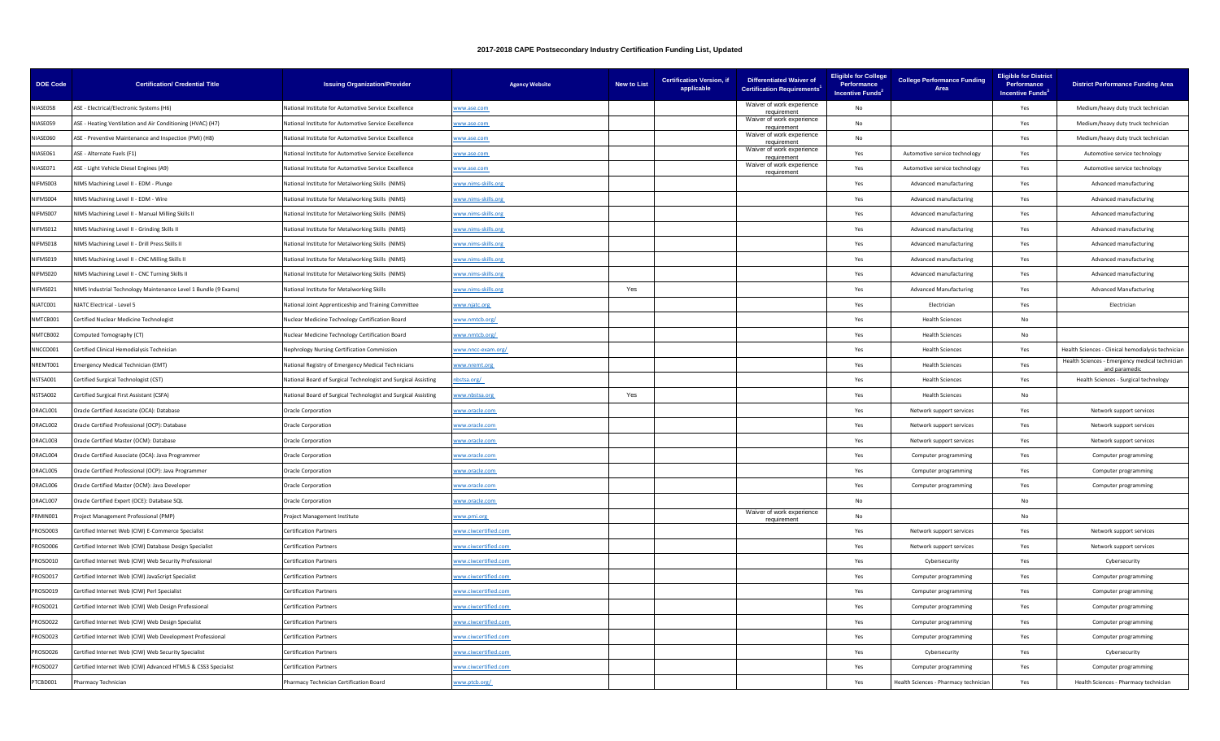## 2017-2018 CAPE Postsecondary Industry Certification Funding List, Updated

| DOE Code | Certification/ Credential Title | Issuing Organization/Provider | Agency Website | New to List | Certification Version, if applicable | Differentiated Waiver of Certification Requirements[1] | Eligible for College Performance Incentive Funds[2] | College Performance Funding Area | Eligible for District Performance Incentive Funds[3] | District Performance Funding Area |
|---|---|---|---|---|---|---|---|---|---|---|
| NIASE058 | ASE - Electrical/Electronic Systems (H6) | National Institute for Automotive Service Excellence | www.ase.com | | | Waiver of work experience requirement | No | | Yes | Medium/heavy duty truck technician |
| NIASE059 | ASE - Heating Ventilation and Air Conditioning (HVAC) (H7) | National Institute for Automotive Service Excellence | www.ase.com | | | Waiver of work experience requirement | No | | Yes | Medium/heavy duty truck technician |
| NIASE060 | ASE - Preventive Maintenance and Inspection (PMI) (H8) | National Institute for Automotive Service Excellence | www.ase.com | | | Waiver of work experience requirement | No | | Yes | Medium/heavy duty truck technician |
| NIASE061 | ASE - Alternate Fuels (F1) | National Institute for Automotive Service Excellence | www.ase.com | | | Waiver of work experience requirement | Yes | Automotive service technology | Yes | Automotive service technology |
| NIASE071 | ASE - Light Vehicle Diesel Engines (A9) | National Institute for Automotive Service Excellence | www.ase.com | | | Waiver of work experience requirement | Yes | Automotive service technology | Yes | Automotive service technology |
| NIFMS003 | NIMS Machining Level II - EDM - Plunge | National Institute for Metalworking Skills (NIMS) | www.nims-skills.org | | | | Yes | Advanced manufacturing | Yes | Advanced manufacturing |
| NIFMS004 | NIMS Machining Level II - EDM - Wire | National Institute for Metalworking Skills (NIMS) | www.nims-skills.org | | | | Yes | Advanced manufacturing | Yes | Advanced manufacturing |
| NIFMS007 | NIMS Machining Level II - Manual Milling Skills II | National Institute for Metalworking Skills (NIMS) | www.nims-skills.org | | | | Yes | Advanced manufacturing | Yes | Advanced manufacturing |
| NIFMS012 | NIMS Machining Level II - Grinding Skills II | National Institute for Metalworking Skills (NIMS) | www.nims-skills.org | | | | Yes | Advanced manufacturing | Yes | Advanced manufacturing |
| NIFMS018 | NIMS Machining Level II - Drill Press Skills II | National Institute for Metalworking Skills (NIMS) | www.nims-skills.org | | | | Yes | Advanced manufacturing | Yes | Advanced manufacturing |
| NIFMS019 | NIMS Machining Level II - CNC Milling Skills II | National Institute for Metalworking Skills (NIMS) | www.nims-skills.org | | | | Yes | Advanced manufacturing | Yes | Advanced manufacturing |
| NIFMS020 | NIMS Machining Level II - CNC Turning Skills II | National Institute for Metalworking Skills (NIMS) | www.nims-skills.org | | | | Yes | Advanced manufacturing | Yes | Advanced manufacturing |
| NIFMS021 | NIMS Industrial Technology Maintenance Level 1 Bundle (9 Exams) | National Institute for Metalworking Skills | www.nims-skills.org | Yes | | | Yes | Advanced Manufacturing | Yes | Advanced Manufacturing |
| NJATC001 | NJATC Electrical - Level 5 | National Joint Apprenticeship and Training Committee | www.njatc.org | | | | Yes | Electrician | Yes | Electrician |
| NMTCB001 | Certified Nuclear Medicine Technologist | Nuclear Medicine Technology Certification Board | www.nmtcb.org/ | | | | Yes | Health Sciences | No | |
| NMTCB002 | Computed Tomography (CT) | Nuclear Medicine Technology Certification Board | www.nmtcb.org/ | | | | Yes | Health Sciences | No | |
| NNCCO001 | Certified Clinical Hemodialysis Technician | Nephrology Nursing Certification Commission | www.nncc-exam.org/ | | | | Yes | Health Sciences | Yes | Health Sciences - Clinical hemodialysis technician |
| NREMT001 | Emergency Medical Technician (EMT) | National Registry of Emergency Medical Technicians | www.nremt.org | | | | Yes | Health Sciences | Yes | Health Sciences - Emergency medical technician and paramedic |
| NSTSA001 | Certified Surgical Technologist (CST) | National Board of Surgical Technologist and Surgical Assisting | nbstsa.org/ | | | | Yes | Health Sciences | Yes | Health Sciences - Surgical technology |
| NSTSA002 | Certified Surgical First Assistant (CSFA) | National Board of Surgical Technologist and Surgical Assisting | www.nbstsa.org | Yes | | | Yes | Health Sciences | No | |
| ORACL001 | Oracle Certified Associate (OCA): Database | Oracle Corporation | www.oracle.com | | | | Yes | Network support services | Yes | Network support services |
| ORACL002 | Oracle Certified Professional (OCP): Database | Oracle Corporation | www.oracle.com | | | | Yes | Network support services | Yes | Network support services |
| ORACL003 | Oracle Certified Master (OCM): Database | Oracle Corporation | www.oracle.com | | | | Yes | Network support services | Yes | Network support services |
| ORACL004 | Oracle Certified Associate (OCA): Java Programmer | Oracle Corporation | www.oracle.com | | | | Yes | Computer programming | Yes | Computer programming |
| ORACL005 | Oracle Certified Professional (OCP): Java Programmer | Oracle Corporation | www.oracle.com | | | | Yes | Computer programming | Yes | Computer programming |
| ORACL006 | Oracle Certified Master (OCM): Java Developer | Oracle Corporation | www.oracle.com | | | | Yes | Computer programming | Yes | Computer programming |
| ORACL007 | Oracle Certified Expert (OCE): Database SQL | Oracle Corporation | www.oracle.com | | | | No | | No | |
| PRMIN001 | Project Management Professional (PMP) | Project Management Institute | www.pmi.org | | | Waiver of work experience requirement | No | | No | |
| PROSO003 | Certified Internet Web (CIW) E-Commerce Specialist | Certification Partners | www.ciwcertified.com | | | | Yes | Network support services | Yes | Network support services |
| PROSO006 | Certified Internet Web (CIW) Database Design Specialist | Certification Partners | www.ciwcertified.com | | | | Yes | Network support services | Yes | Network support services |
| PROSO010 | Certified Internet Web (CIW) Web Security Professional | Certification Partners | www.ciwcertified.com | | | | Yes | Cybersecurity | Yes | Cybersecurity |
| PROSO017 | Certified Internet Web (CIW) JavaScript Specialist | Certification Partners | www.ciwcertified.com | | | | Yes | Computer programming | Yes | Computer programming |
| PROSO019 | Certified Internet Web (CIW) Perl Specialist | Certification Partners | www.ciwcertified.com | | | | Yes | Computer programming | Yes | Computer programming |
| PROSO021 | Certified Internet Web (CIW) Web Design Professional | Certification Partners | www.ciwcertified.com | | | | Yes | Computer programming | Yes | Computer programming |
| PROSO022 | Certified Internet Web (CIW) Web Design Specialist | Certification Partners | www.ciwcertified.com | | | | Yes | Computer programming | Yes | Computer programming |
| PROSO023 | Certified Internet Web (CIW) Web Development Professional | Certification Partners | www.ciwcertified.com | | | | Yes | Computer programming | Yes | Computer programming |
| PROSO026 | Certified Internet Web (CIW) Web Security Specialist | Certification Partners | www.ciwcertified.com | | | | Yes | Cybersecurity | Yes | Cybersecurity |
| PROSO027 | Certified Internet Web (CIW) Advanced HTML5 & CSS3 Specialist | Certification Partners | www.ciwcertified.com | | | | Yes | Computer programming | Yes | Computer programming |
| PTCBD001 | Pharmacy Technician | Pharmacy Technician Certification Board | www.ptcb.org/ | | | | Yes | Health Sciences - Pharmacy technician | Yes | Health Sciences - Pharmacy technician |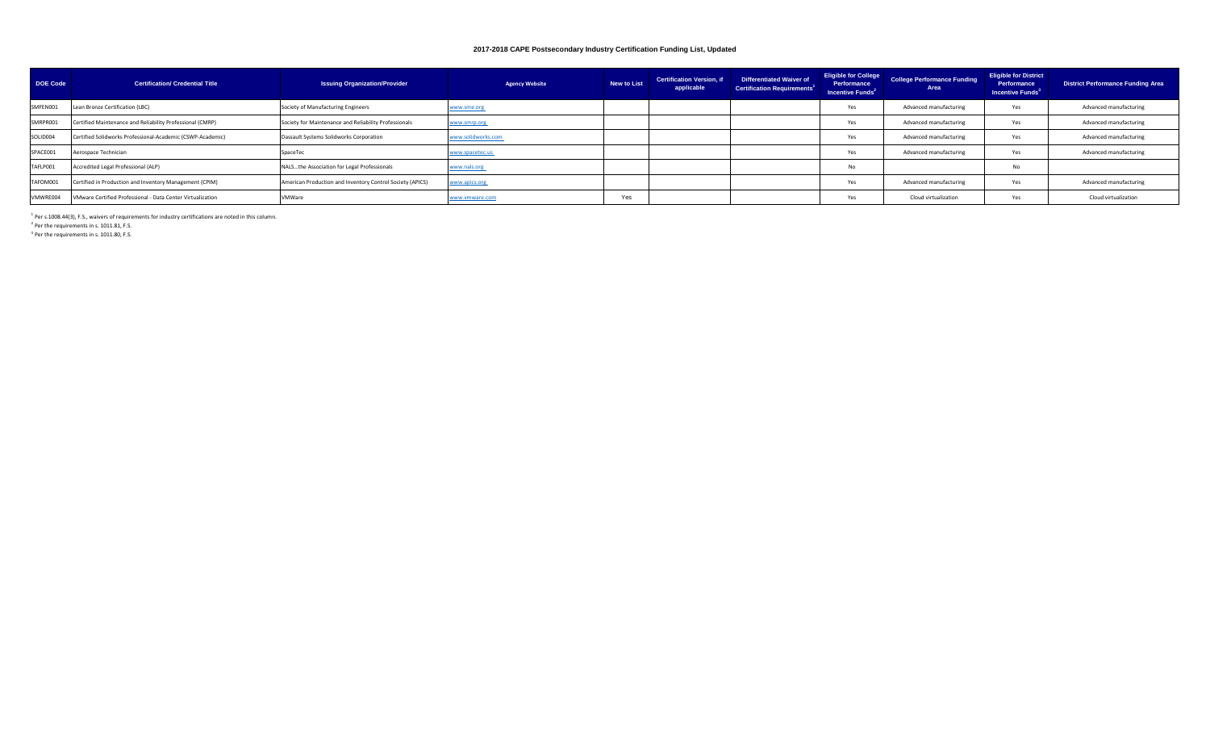# 2017-2018 CAPE Postsecondary Industry Certification Funding List, Updated

| DOE Code | Certification/ Credential Title | Issuing Organization/Provider | Agency Website | New to List | Certification Version, if applicable | Differentiated Waiver of Certification Requirements[1] | Eligible for College Performance Incentive Funds[2] | College Performance Funding Area | Eligible for District Performance Incentive Funds[3] | District Performance Funding Area |
|---|---|---|---|---|---|---|---|---|---|---|
| SMFEN001 | Lean Bronze Certification (LBC) | Society of Manufacturing Engineers | www.sme.org | | | | Yes | Advanced manufacturing | Yes | Advanced manufacturing |
| SMRPR001 | Certified Maintenance and Reliability Professional (CMRP) | Society for Maintenance and Reliability Professionals | www.smrp.org | | | | Yes | Advanced manufacturing | Yes | Advanced manufacturing |
| SOLID004 | Certified Solidworks Professional-Academic (CSWP-Academic) | Dassault Systems Solidworks Corporation | www.solidworks.com | | | | Yes | Advanced manufacturing | Yes | Advanced manufacturing |
| SPACE001 | Aerospace Technician | SpaceTec | www.spacetec.us | | | | Yes | Advanced manufacturing | Yes | Advanced manufacturing |
| TAFLP001 | Accredited Legal Professional (ALP) | NALS...the Association for Legal Professionals | www.nals.org | | | | No | | No | |
| TAFOM001 | Certified in Production and Inventory Management (CPIM) | American Production and Inventory Control Society (APICS) | www.apics.org | | | | Yes | Advanced manufacturing | Yes | Advanced manufacturing |
| VMWRE004 | VMware Certified Professional - Data Center Virtualization | VMWare | www.vmware.com | Yes | | | Yes | Cloud virtualization | Yes | Cloud virtualization |

[1] Per s.1008.44(3), F.S., waivers of requirements for industry certifications are noted in this column.

[2] Per the requirements in s. 1011.81, F.S.

[3] Per the requirements in s. 1011.80, F.S.